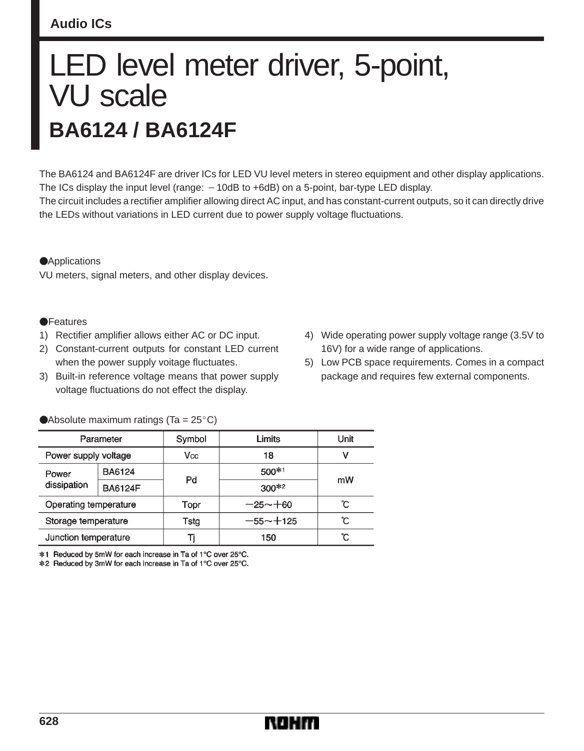Audio ICs

# LED level meter driver, 5-point, VU scale

## BA6124 / BA6124F

The BA6124 and BA6124F are driver ICs for LED VU level meters in stereo equipment and other display applications. The ICs display the input level (range: −10dB to +6dB) on a 5-point, bar-type LED display.
The circuit includes a rectifier amplifier allowing direct AC input, and has constant-current outputs, so it can directly drive the LEDs without variations in LED current due to power supply voltage fluctuations.

●Applications
VU meters, signal meters, and other display devices.

●Features
1) Rectifier amplifier allows either AC or DC input.
2) Constant-current outputs for constant LED current when the power supply voitage fluctuates.
3) Built-in reference voltage means that power supply voltage fluctuations do not effect the display.
4) Wide operating power supply voltage range (3.5V to 16V) for a wide range of applications.
5) Low PCB space requirements. Comes in a compact package and requires few external components.

●Absolute maximum ratings (Ta = 25°C)

| Parameter | | Symbol | Limits | Unit |
|---|---|---|---|---|
| Power supply voltage | | $V_{CC}$ | 18 | V |
| Power dissipation | BA6124 | Pd | 500*1 | mW |
| | BA6124F | | 300*2 | |
| Operating temperature | | Topr | −25～+60 | ℃ |
| Storage temperature | | Tstg | −55～+125 | ℃ |
| Junction temperature | | Tj | 150 | ℃ |

*1 Reduced by 5mW for each increase in Ta of 1°C over 25°C.
*2 Reduced by 3mW for each increase in Ta of 1°C over 25°C.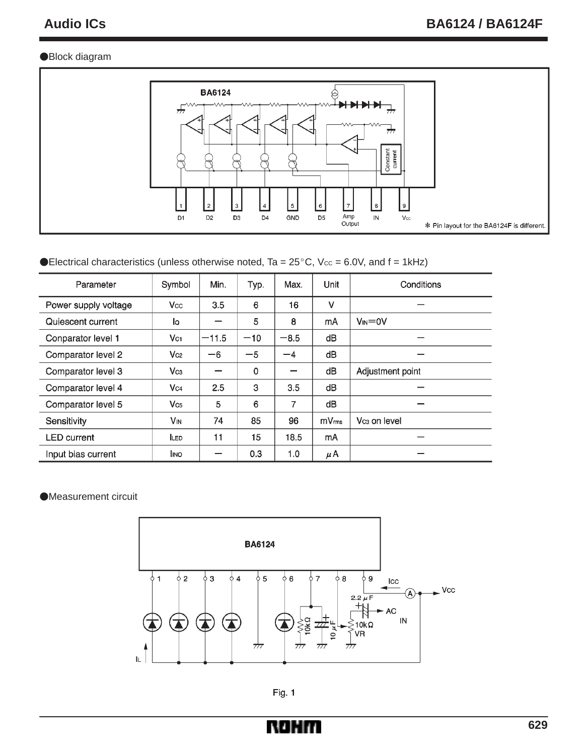●Block diagram

✻ Pin layout for the BA6124F is different.

●Electrical characteristics (unless otherwise noted, Ta = 25°C, $V_{CC}$ = 6.0V, and f = 1kHz)

| Parameter | Symbol | Min. | Typ. | Max. | Unit | Conditions |
|---|---|---|---|---|---|---|
| Power supply voltage | $V_{CC}$ | 3.5 | 6 | 16 | V | — |
| Quiescent current | $I_Q$ | — | 5 | 8 | mA | $V_{IN}$=0V |
| Conparator level 1 | $V_{C1}$ | −11.5 | −10 | −8.5 | dB | — |
| Comparator level 2 | $V_{C2}$ | −6 | −5 | −4 | dB | — |
| Comparator level 3 | $V_{C3}$ | — | 0 | — | dB | Adjustment point |
| Comparator level 4 | $V_{C4}$ | 2.5 | 3 | 3.5 | dB | — |
| Comparator level 5 | $V_{C5}$ | 5 | 6 | 7 | dB | — |
| Sensitivity | $V_{IN}$ | 74 | 85 | 96 | $mV_{rms}$ | $V_{C3}$ on level |
| LED current | $I_{LED}$ | 11 | 15 | 18.5 | mA | — |
| Input bias current | $I_{INO}$ | — | 0.3 | 1.0 | μA | — |

●Measurement circuit

Fig. 1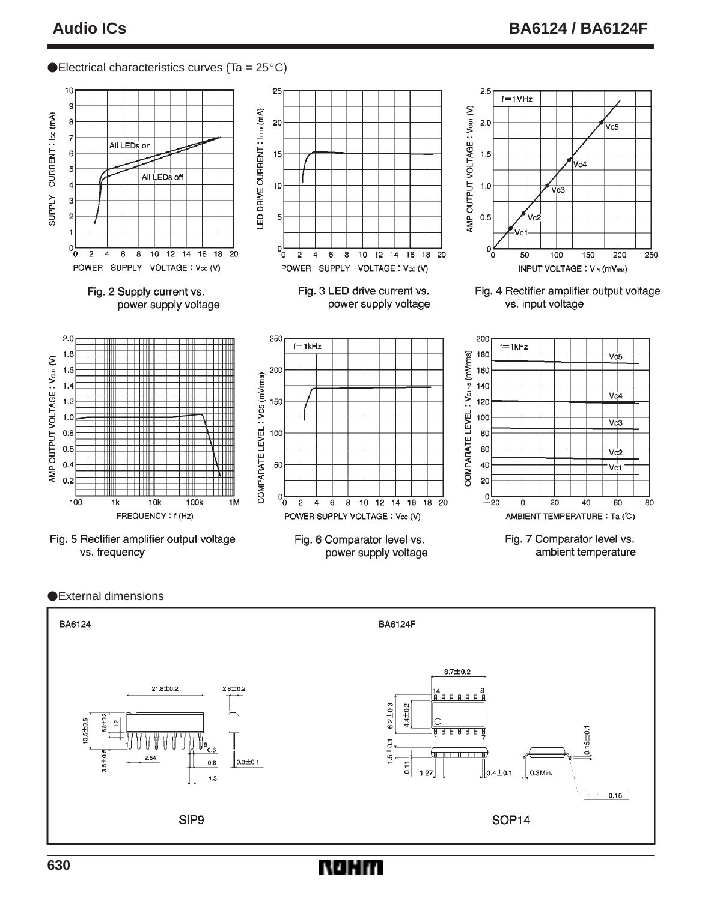## ●Electrical characteristics curves (Ta = 25°C)

SUPPLY CURRENT : $I_{CC}$ (mA)
10
9
8
7
6
5
4
3
2
1
0
All LEDs on
All LEDs off
0 2 4 6 8 10 12 14 16 18 20
POWER SUPPLY VOLTAGE : $V_{CC}$ (V)

Fig. 2 Supply current vs. power supply voltage

LED DRIVE CURRENT : $I_{LED}$ (mA)
25
20
15
10
5
0
0 2 4 6 8 10 12 14 16 18 20
POWER SUPPLY VOLTAGE : $V_{CC}$ (V)

Fig. 3 LED drive current vs. power supply voltage

AMP OUTPUT VOLTAGE : $V_{OUT}$ (V)
2.5
2.0
1.5
1.0
0.5
0
f=1MHz
Vc5
Vc4
Vc3
Vc2
Vc1
0 50 100 150 200 250
INPUT VOLTAGE : $V_{IN}$ ($mV_{rms}$)

Fig. 4 Rectifier amplifier output voltage vs. input voltage

AMP OUTPUT VOLTAGE : $V_{OUT}$ (V)
2.0
1.8
1.6
1.4
1.2
1.0
0.8
0.6
0.4
0.2
100 1k 10k 100k 1M
FREQUENCY : f (Hz)

Fig. 5 Rectifier amplifier output voltage vs. frequency

COMPARATE LEVEL : VC5 (mVrms)
250
200
150
100
50
0
f=1kHz
0 2 4 6 8 10 12 14 16 18 20
POWER SUPPLY VOLTAGE : $V_{CC}$ (V)

Fig. 6 Comparator level vs. power supply voltage

COMPARATE LEVEL : $V_{C1\sim5}$ (mVrms)
200
180
160
140
120
100
80
60
40
20
0
f=1kHz
Vc5
Vc4
Vc3
Vc2
Vc1
−20 0 20 40 60 80
AMBIENT TEMPERATURE : Ta (°C)

Fig. 7 Comparator level vs. ambient temperature

## ●External dimensions

BA6124

21.8±0.2
2.8±0.2
10.5±0.5
5.8±0.2
1.2
3.5±0.5
1
9
0.6
2.54
0.8
0.3±0.1
1.3

SIP9

BA6124F

8.7±0.2
14
8
1
7
6.2±0.3
4.4±0.2
1.5±0.1
0.11
1.27
0.4±0.1
0.3Min.
0.15±0.1
0.15

SOP14